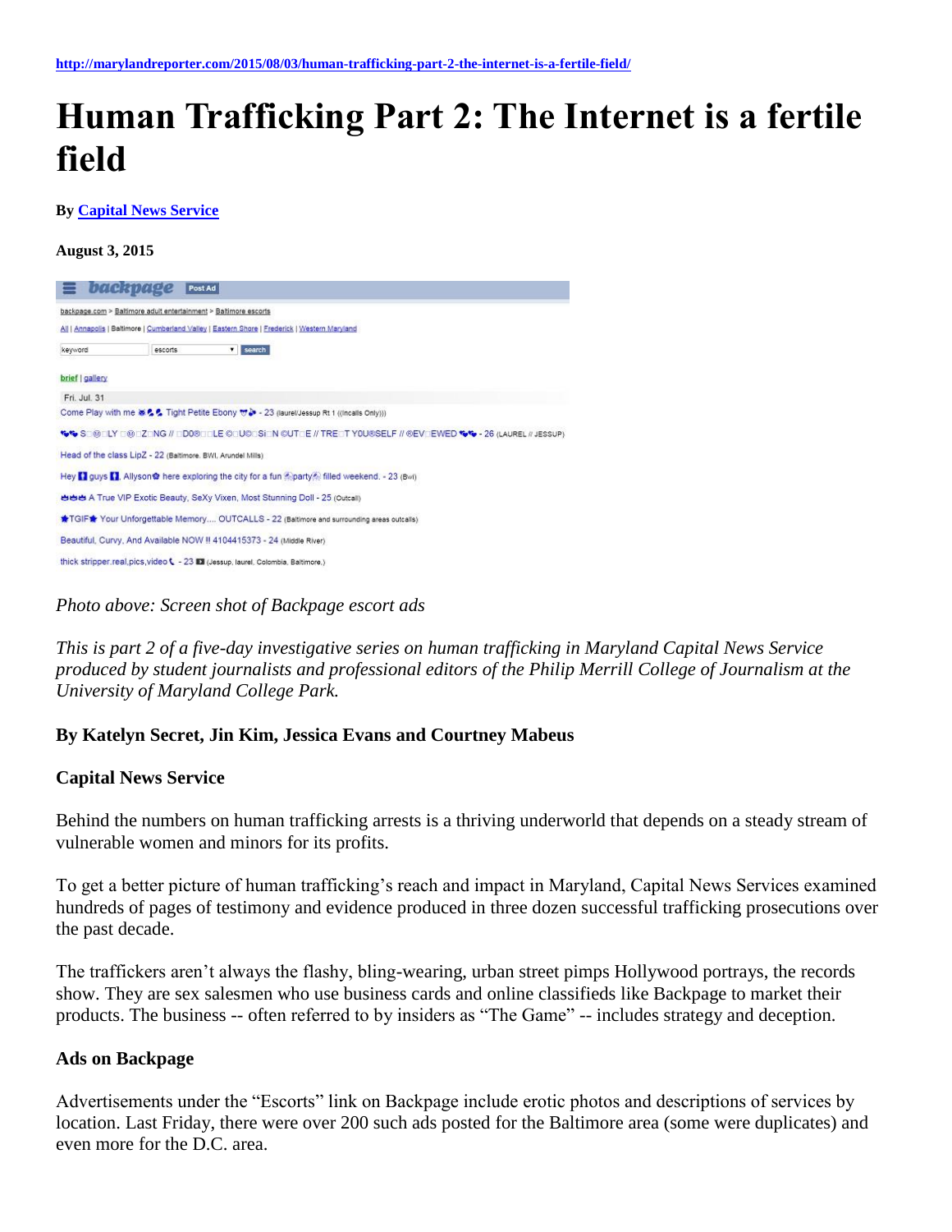http://marylandreporter.com/2015/08/03/human-trafficking-part-2-the-internet-is-a-fertile-field/

# Human Trafficking Part 2: The Internet is a fertile field

**By Capital News Service**

**August 3, 2015**

*Photo above: Screen shot of Backpage escort ads*

*This is part 2 of a five-day investigative series on human trafficking in Maryland Capital News Service produced by student journalists and professional editors of the Philip Merrill College of Journalism at the University of Maryland College Park.*

**By Katelyn Secret, Jin Kim, Jessica Evans and Courtney Mabeus**

**Capital News Service**

Behind the numbers on human trafficking arrests is a thriving underworld that depends on a steady stream of vulnerable women and minors for its profits.

To get a better picture of human trafficking's reach and impact in Maryland, Capital News Services examined hundreds of pages of testimony and evidence produced in three dozen successful trafficking prosecutions over the past decade.

The traffickers aren't always the flashy, bling-wearing, urban street pimps Hollywood portrays, the records show. They are sex salesmen who use business cards and online classifieds like Backpage to market their products. The business -- often referred to by insiders as "The Game" -- includes strategy and deception.

**Ads on Backpage**

Advertisements under the "Escorts" link on Backpage include erotic photos and descriptions of services by location. Last Friday, there were over 200 such ads posted for the Baltimore area (some were duplicates) and even more for the D.C. area.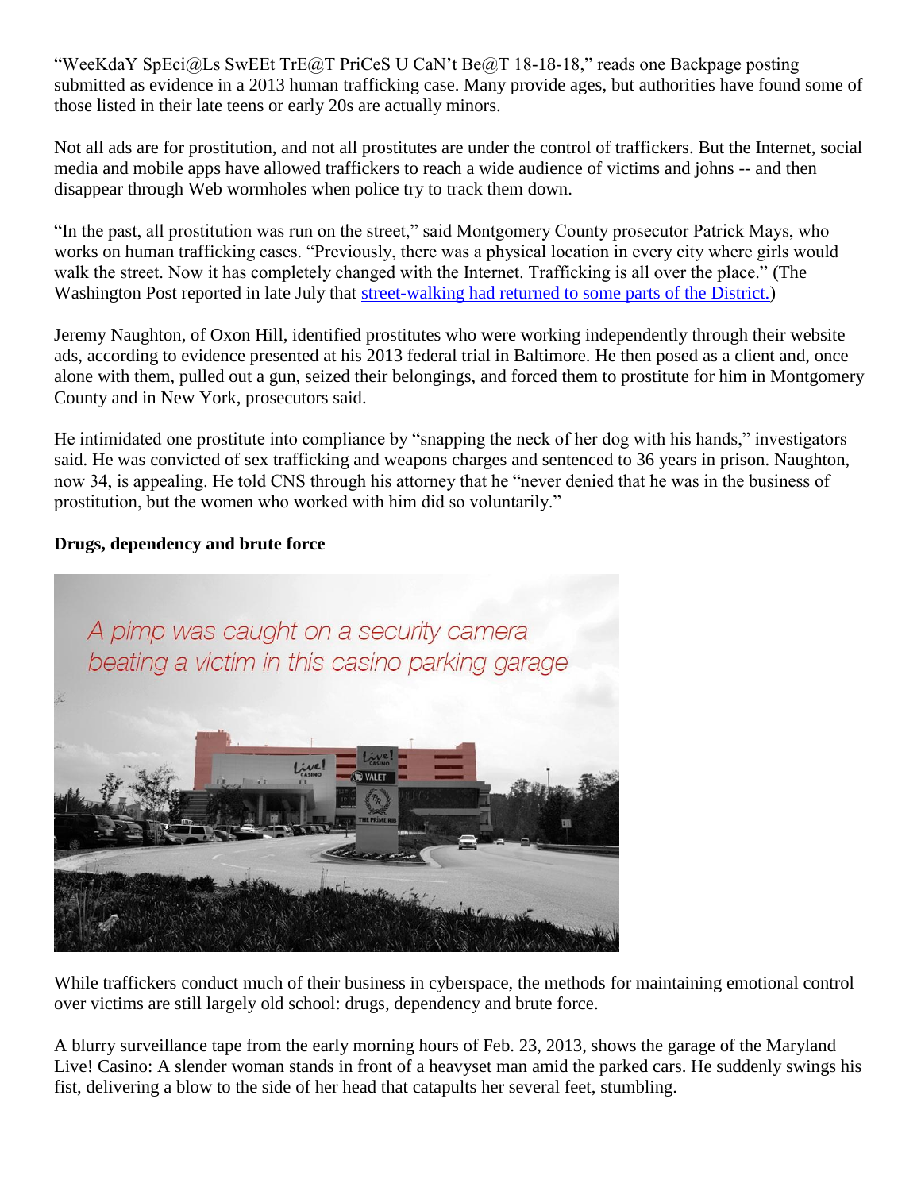"WeeKdaY SpEci@Ls SwEEt TrE@T PriCeS U CaN't Be@T 18-18-18," reads one Backpage posting submitted as evidence in a 2013 human trafficking case. Many provide ages, but authorities have found some of those listed in their late teens or early 20s are actually minors.

Not all ads are for prostitution, and not all prostitutes are under the control of traffickers. But the Internet, social media and mobile apps have allowed traffickers to reach a wide audience of victims and johns -- and then disappear through Web wormholes when police try to track them down.

"In the past, all prostitution was run on the street," said Montgomery County prosecutor Patrick Mays, who works on human trafficking cases. "Previously, there was a physical location in every city where girls would walk the street. Now it has completely changed with the Internet. Trafficking is all over the place." (The Washington Post reported in late July that street-walking had returned to some parts of the District.)

Jeremy Naughton, of Oxon Hill, identified prostitutes who were working independently through their website ads, according to evidence presented at his 2013 federal trial in Baltimore. He then posed as a client and, once alone with them, pulled out a gun, seized their belongings, and forced them to prostitute for him in Montgomery County and in New York, prosecutors said.

He intimidated one prostitute into compliance by "snapping the neck of her dog with his hands," investigators said. He was convicted of sex trafficking and weapons charges and sentenced to 36 years in prison. Naughton, now 34, is appealing. He told CNS through his attorney that he "never denied that he was in the business of prostitution, but the women who worked with him did so voluntarily."

**Drugs, dependency and brute force**

A pimp was caught on a security camera beating a victim in this casino parking garage

While traffickers conduct much of their business in cyberspace, the methods for maintaining emotional control over victims are still largely old school: drugs, dependency and brute force.

A blurry surveillance tape from the early morning hours of Feb. 23, 2013, shows the garage of the Maryland Live! Casino: A slender woman stands in front of a heavyset man amid the parked cars. He suddenly swings his fist, delivering a blow to the side of her head that catapults her several feet, stumbling.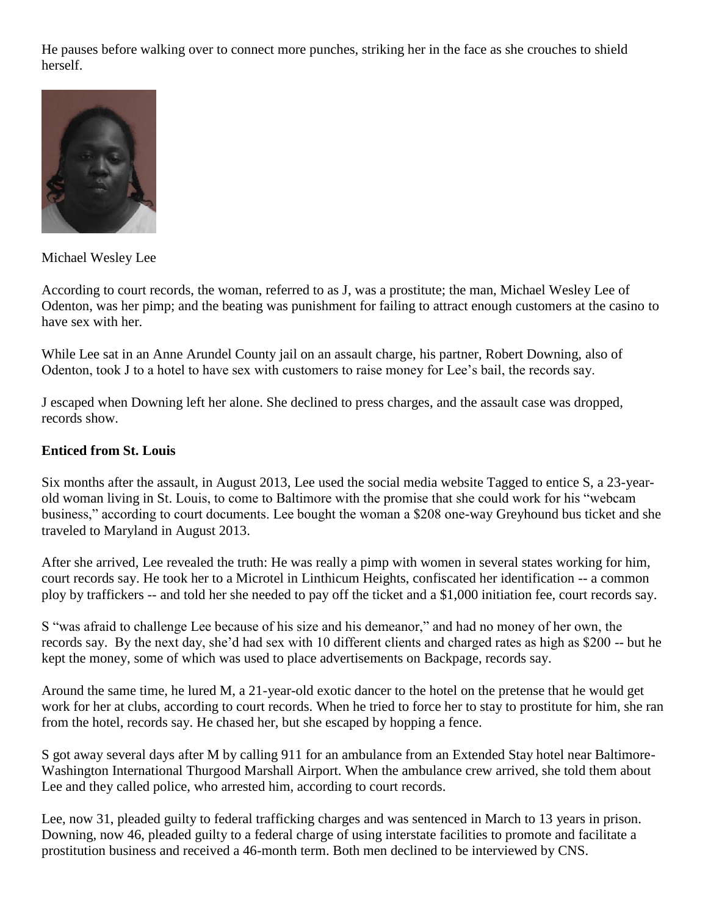He pauses before walking over to connect more punches, striking her in the face as she crouches to shield herself.

Michael Wesley Lee

According to court records, the woman, referred to as J, was a prostitute; the man, Michael Wesley Lee of Odenton, was her pimp; and the beating was punishment for failing to attract enough customers at the casino to have sex with her.

While Lee sat in an Anne Arundel County jail on an assault charge, his partner, Robert Downing, also of Odenton, took J to a hotel to have sex with customers to raise money for Lee's bail, the records say.

J escaped when Downing left her alone. She declined to press charges, and the assault case was dropped, records show.

**Enticed from St. Louis**

Six months after the assault, in August 2013, Lee used the social media website Tagged to entice S, a 23-year-old woman living in St. Louis, to come to Baltimore with the promise that she could work for his "webcam business," according to court documents. Lee bought the woman a $208 one-way Greyhound bus ticket and she traveled to Maryland in August 2013.

After she arrived, Lee revealed the truth: He was really a pimp with women in several states working for him, court records say. He took her to a Microtel in Linthicum Heights, confiscated her identification -- a common ploy by traffickers -- and told her she needed to pay off the ticket and a $1,000 initiation fee, court records say.

S "was afraid to challenge Lee because of his size and his demeanor," and had no money of her own, the records say. By the next day, she'd had sex with 10 different clients and charged rates as high as $200 -- but he kept the money, some of which was used to place advertisements on Backpage, records say.

Around the same time, he lured M, a 21-year-old exotic dancer to the hotel on the pretense that he would get work for her at clubs, according to court records. When he tried to force her to stay to prostitute for him, she ran from the hotel, records say. He chased her, but she escaped by hopping a fence.

S got away several days after M by calling 911 for an ambulance from an Extended Stay hotel near Baltimore-Washington International Thurgood Marshall Airport. When the ambulance crew arrived, she told them about Lee and they called police, who arrested him, according to court records.

Lee, now 31, pleaded guilty to federal trafficking charges and was sentenced in March to 13 years in prison. Downing, now 46, pleaded guilty to a federal charge of using interstate facilities to promote and facilitate a prostitution business and received a 46-month term. Both men declined to be interviewed by CNS.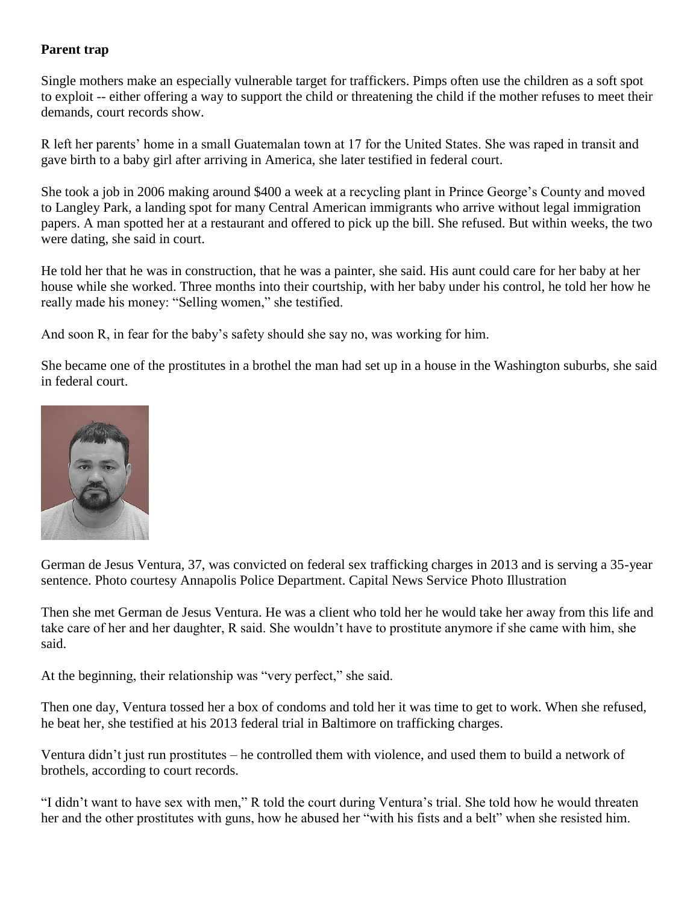**Parent trap**

Single mothers make an especially vulnerable target for traffickers. Pimps often use the children as a soft spot to exploit -- either offering a way to support the child or threatening the child if the mother refuses to meet their demands, court records show.

R left her parents' home in a small Guatemalan town at 17 for the United States. She was raped in transit and gave birth to a baby girl after arriving in America, she later testified in federal court.

She took a job in 2006 making around $400 a week at a recycling plant in Prince George's County and moved to Langley Park, a landing spot for many Central American immigrants who arrive without legal immigration papers. A man spotted her at a restaurant and offered to pick up the bill. She refused. But within weeks, the two were dating, she said in court.

He told her that he was in construction, that he was a painter, she said. His aunt could care for her baby at her house while she worked. Three months into their courtship, with her baby under his control, he told her how he really made his money: "Selling women," she testified.

And soon R, in fear for the baby's safety should she say no, was working for him.

She became one of the prostitutes in a brothel the man had set up in a house in the Washington suburbs, she said in federal court.

German de Jesus Ventura, 37, was convicted on federal sex trafficking charges in 2013 and is serving a 35-year sentence. Photo courtesy Annapolis Police Department. Capital News Service Photo Illustration

Then she met German de Jesus Ventura. He was a client who told her he would take her away from this life and take care of her and her daughter, R said. She wouldn't have to prostitute anymore if she came with him, she said.

At the beginning, their relationship was "very perfect," she said.

Then one day, Ventura tossed her a box of condoms and told her it was time to get to work. When she refused, he beat her, she testified at his 2013 federal trial in Baltimore on trafficking charges.

Ventura didn't just run prostitutes – he controlled them with violence, and used them to build a network of brothels, according to court records.

"I didn't want to have sex with men," R told the court during Ventura's trial. She told how he would threaten her and the other prostitutes with guns, how he abused her "with his fists and a belt" when she resisted him.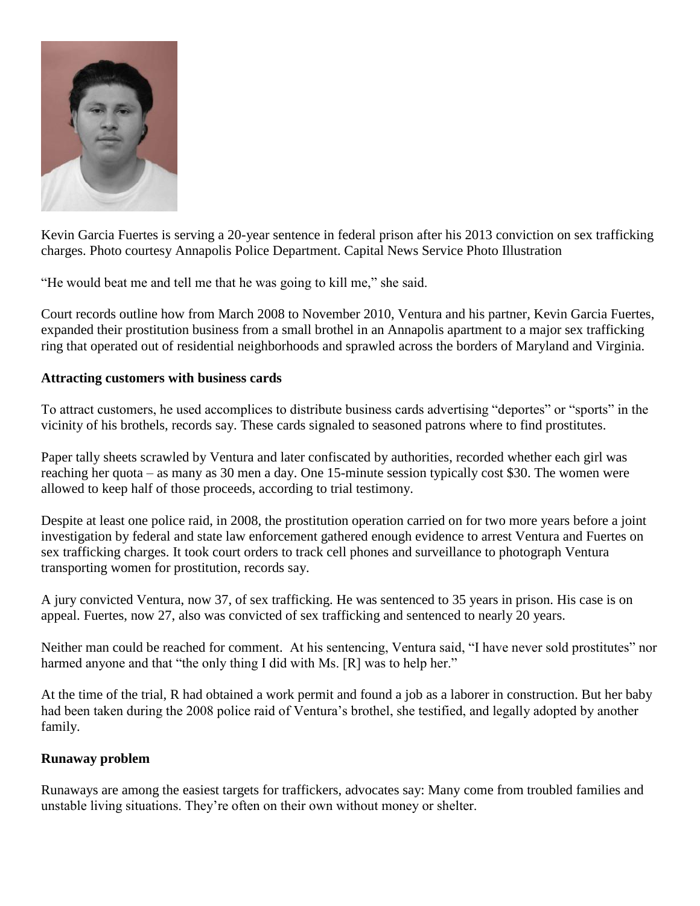Kevin Garcia Fuertes is serving a 20-year sentence in federal prison after his 2013 conviction on sex trafficking charges. Photo courtesy Annapolis Police Department. Capital News Service Photo Illustration

"He would beat me and tell me that he was going to kill me," she said.

Court records outline how from March 2008 to November 2010, Ventura and his partner, Kevin Garcia Fuertes, expanded their prostitution business from a small brothel in an Annapolis apartment to a major sex trafficking ring that operated out of residential neighborhoods and sprawled across the borders of Maryland and Virginia.

**Attracting customers with business cards**

To attract customers, he used accomplices to distribute business cards advertising "deportes" or "sports" in the vicinity of his brothels, records say. These cards signaled to seasoned patrons where to find prostitutes.

Paper tally sheets scrawled by Ventura and later confiscated by authorities, recorded whether each girl was reaching her quota – as many as 30 men a day. One 15-minute session typically cost $30. The women were allowed to keep half of those proceeds, according to trial testimony.

Despite at least one police raid, in 2008, the prostitution operation carried on for two more years before a joint investigation by federal and state law enforcement gathered enough evidence to arrest Ventura and Fuertes on sex trafficking charges. It took court orders to track cell phones and surveillance to photograph Ventura transporting women for prostitution, records say.

A jury convicted Ventura, now 37, of sex trafficking. He was sentenced to 35 years in prison. His case is on appeal. Fuertes, now 27, also was convicted of sex trafficking and sentenced to nearly 20 years.

Neither man could be reached for comment. At his sentencing, Ventura said, "I have never sold prostitutes" nor harmed anyone and that "the only thing I did with Ms. [R] was to help her."

At the time of the trial, R had obtained a work permit and found a job as a laborer in construction. But her baby had been taken during the 2008 police raid of Ventura's brothel, she testified, and legally adopted by another family.

**Runaway problem**

Runaways are among the easiest targets for traffickers, advocates say: Many come from troubled families and unstable living situations. They're often on their own without money or shelter.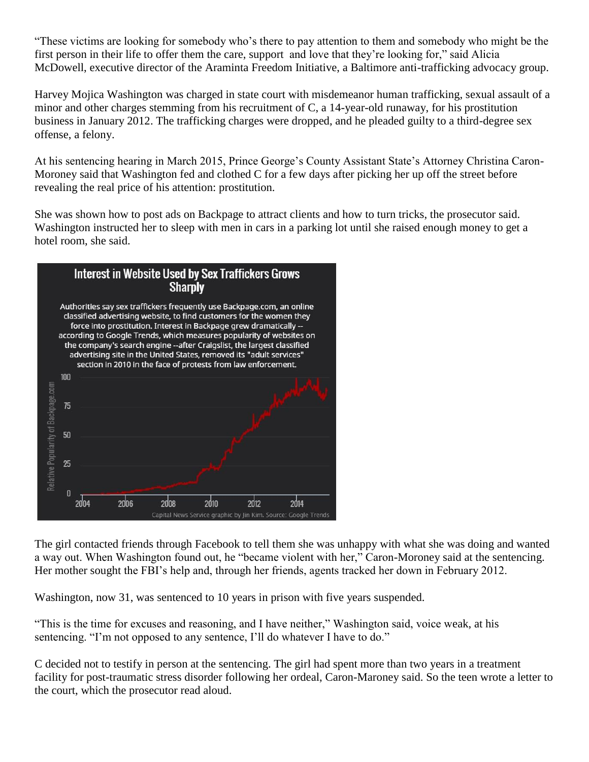"These victims are looking for somebody who's there to pay attention to them and somebody who might be the first person in their life to offer them the care, support and love that they're looking for," said Alicia McDowell, executive director of the Araminta Freedom Initiative, a Baltimore anti-trafficking advocacy group.

Harvey Mojica Washington was charged in state court with misdemeanor human trafficking, sexual assault of a minor and other charges stemming from his recruitment of C, a 14-year-old runaway, for his prostitution business in January 2012. The trafficking charges were dropped, and he pleaded guilty to a third-degree sex offense, a felony.

At his sentencing hearing in March 2015, Prince George's County Assistant State's Attorney Christina Caron-Moroney said that Washington fed and clothed C for a few days after picking her up off the street before revealing the real price of his attention: prostitution.

She was shown how to post ads on Backpage to attract clients and how to turn tricks, the prosecutor said. Washington instructed her to sleep with men in cars in a parking lot until she raised enough money to get a hotel room, she said.

**Interest in Website Used by Sex Traffickers Grows Sharply**

Authorities say sex traffickers frequently use Backpage.com, an online classified advertising website, to find customers for the women they force into prostitution. Interest in Backpage grew dramatically -- according to Google Trends, which measures popularity of websites on the company's search engine --after Craigslist, the largest classified advertising site in the United States, removed its "adult services" section in 2010 in the face of protests from law enforcement.

Capital News Service graphic by Jin Kim. Source: Google Trends

The girl contacted friends through Facebook to tell them she was unhappy with what she was doing and wanted a way out. When Washington found out, he "became violent with her," Caron-Moroney said at the sentencing. Her mother sought the FBI's help and, through her friends, agents tracked her down in February 2012.

Washington, now 31, was sentenced to 10 years in prison with five years suspended.

"This is the time for excuses and reasoning, and I have neither," Washington said, voice weak, at his sentencing. "I'm not opposed to any sentence, I'll do whatever I have to do."

C decided not to testify in person at the sentencing. The girl had spent more than two years in a treatment facility for post-traumatic stress disorder following her ordeal, Caron-Maroney said. So the teen wrote a letter to the court, which the prosecutor read aloud.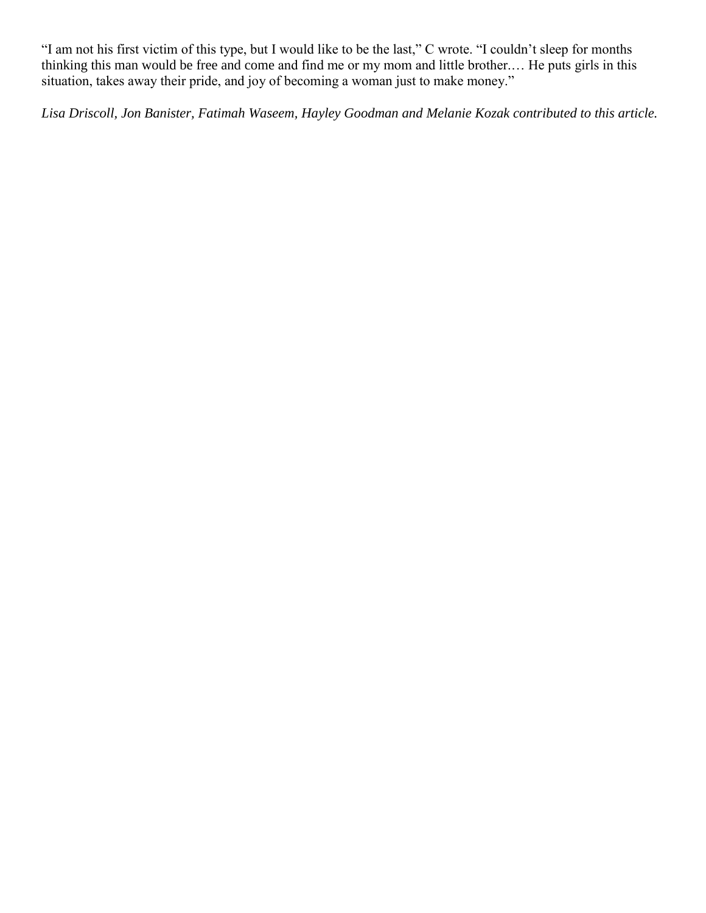"I am not his first victim of this type, but I would like to be the last," C wrote. "I couldn't sleep for months thinking this man would be free and come and find me or my mom and little brother.… He puts girls in this situation, takes away their pride, and joy of becoming a woman just to make money."

*Lisa Driscoll, Jon Banister, Fatimah Waseem, Hayley Goodman and Melanie Kozak contributed to this article.*